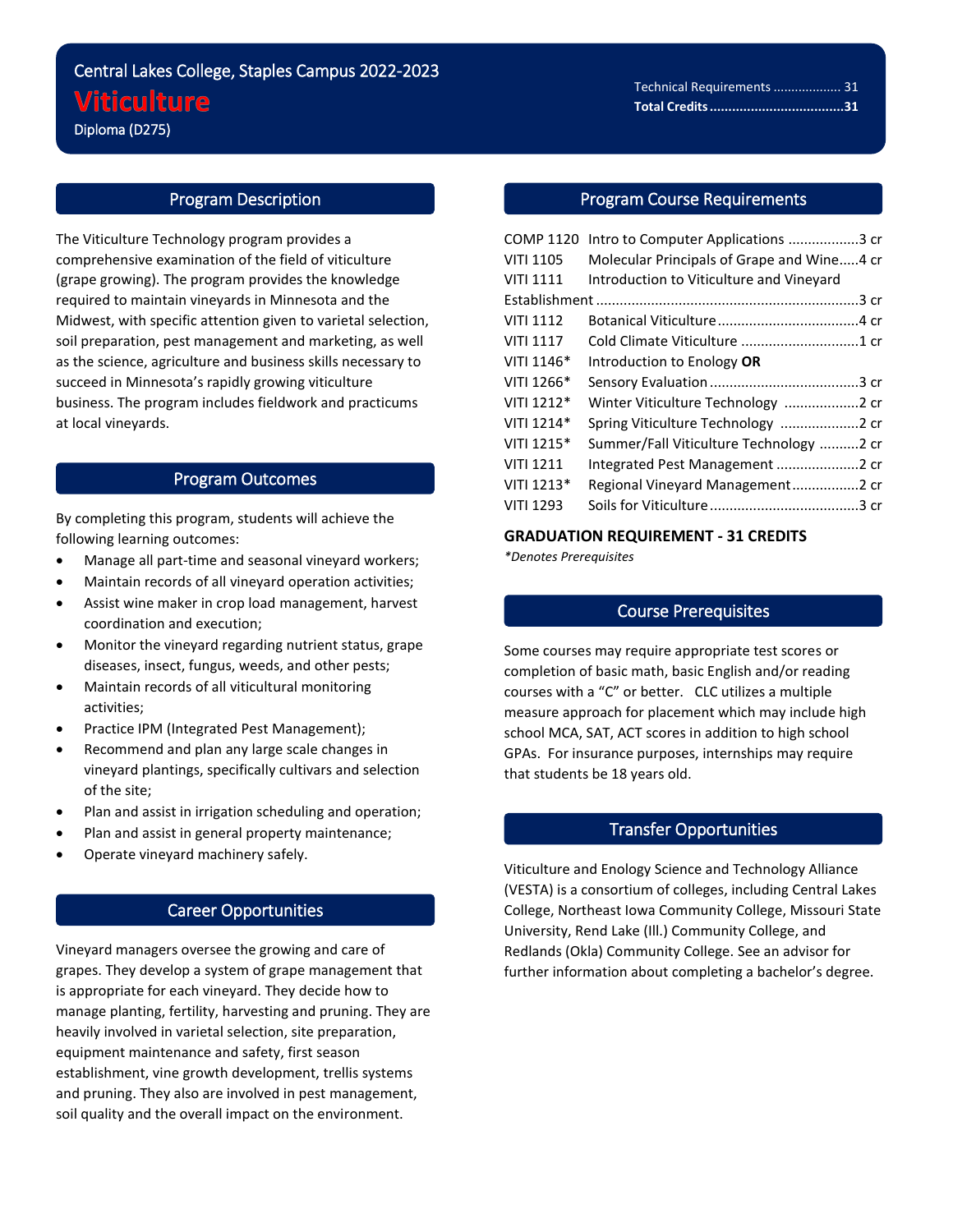# Central Lakes College, Staples Campus 2022-2023

# Viticulture

Diploma (D275)

Technical Requirements .................. 31
**Total Credits ..................................31**

## Program Description

The Viticulture Technology program provides a comprehensive examination of the field of viticulture (grape growing). The program provides the knowledge required to maintain vineyards in Minnesota and the Midwest, with specific attention given to varietal selection, soil preparation, pest management and marketing, as well as the science, agriculture and business skills necessary to succeed in Minnesota's rapidly growing viticulture business. The program includes fieldwork and practicums at local vineyards.

## Program Outcomes

By completing this program, students will achieve the following learning outcomes:

- Manage all part-time and seasonal vineyard workers;
- Maintain records of all vineyard operation activities;
- Assist wine maker in crop load management, harvest coordination and execution;
- Monitor the vineyard regarding nutrient status, grape diseases, insect, fungus, weeds, and other pests;
- Maintain records of all viticultural monitoring activities;
- Practice IPM (Integrated Pest Management);
- Recommend and plan any large scale changes in vineyard plantings, specifically cultivars and selection of the site;
- Plan and assist in irrigation scheduling and operation;
- Plan and assist in general property maintenance;
- Operate vineyard machinery safely.

## Career Opportunities

Vineyard managers oversee the growing and care of grapes. They develop a system of grape management that is appropriate for each vineyard. They decide how to manage planting, fertility, harvesting and pruning. They are heavily involved in varietal selection, site preparation, equipment maintenance and safety, first season establishment, vine growth development, trellis systems and pruning. They also are involved in pest management, soil quality and the overall impact on the environment.

## Program Course Requirements

| Course | Title | Credits |
|---|---|---|
| COMP 1120 | Intro to Computer Applications | 3 cr |
| VITI 1105 | Molecular Principals of Grape and Wine | 4 cr |
| VITI 1111 | Introduction to Viticulture and Vineyard Establishment | 3 cr |
| VITI 1112 | Botanical Viticulture | 4 cr |
| VITI 1117 | Cold Climate Viticulture | 1 cr |
| VITI 1146* | Introduction to Enology **OR** | |
| VITI 1266* | Sensory Evaluation | 3 cr |
| VITI 1212* | Winter Viticulture Technology | 2 cr |
| VITI 1214* | Spring Viticulture Technology | 2 cr |
| VITI 1215* | Summer/Fall Viticulture Technology | 2 cr |
| VITI 1211 | Integrated Pest Management | 2 cr |
| VITI 1213* | Regional Vineyard Management | 2 cr |
| VITI 1293 | Soils for Viticulture | 3 cr |

**GRADUATION REQUIREMENT - 31 CREDITS**

*\*Denotes Prerequisites*

## Course Prerequisites

Some courses may require appropriate test scores or completion of basic math, basic English and/or reading courses with a "C" or better. CLC utilizes a multiple measure approach for placement which may include high school MCA, SAT, ACT scores in addition to high school GPAs. For insurance purposes, internships may require that students be 18 years old.

## Transfer Opportunities

Viticulture and Enology Science and Technology Alliance (VESTA) is a consortium of colleges, including Central Lakes College, Northeast Iowa Community College, Missouri State University, Rend Lake (Ill.) Community College, and Redlands (Okla) Community College. See an advisor for further information about completing a bachelor's degree.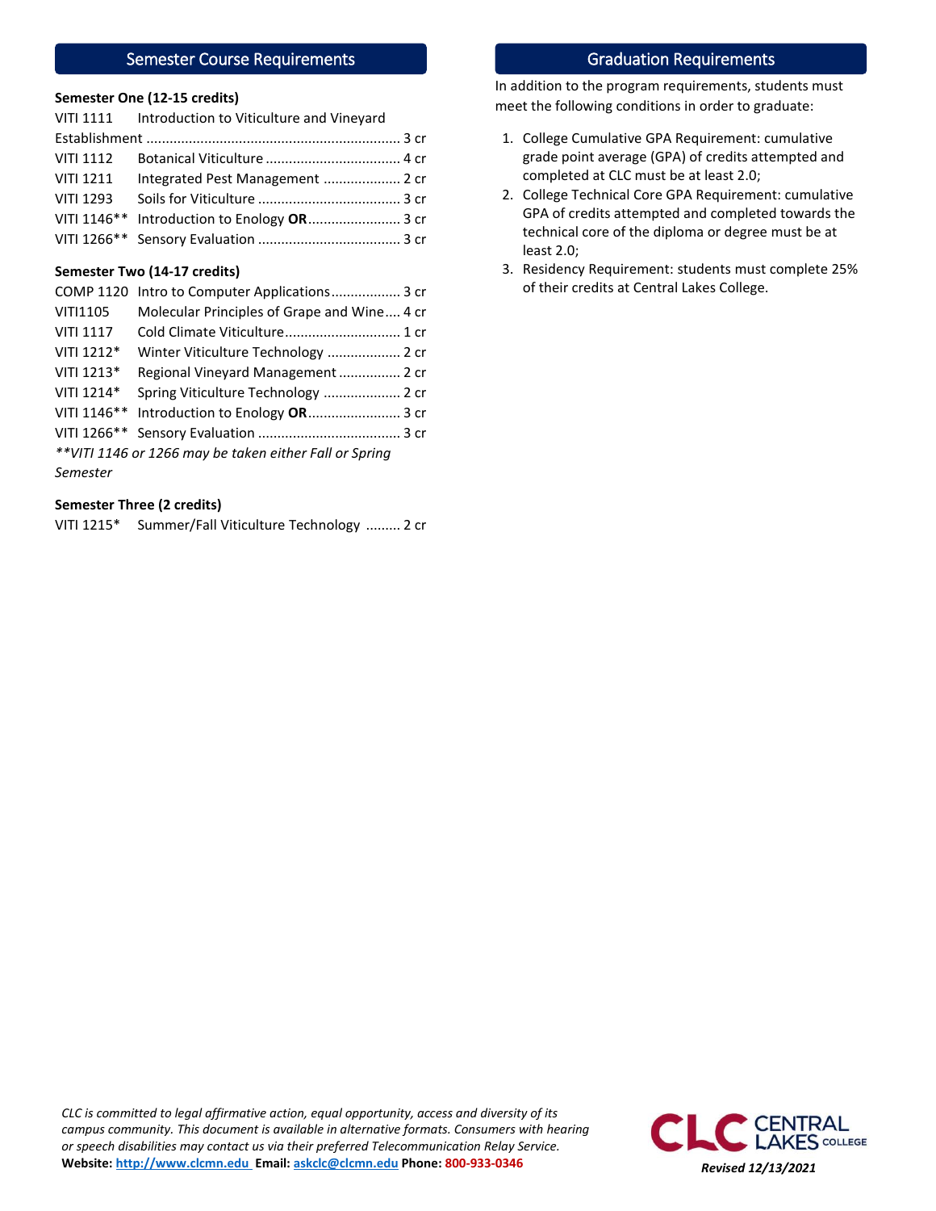## Semester Course Requirements

**Semester One (12-15 credits)**

VITI 1111 Introduction to Viticulture and Vineyard Establishment ................................................................ 3 cr
VITI 1112 Botanical Viticulture .................................. 4 cr
VITI 1211 Integrated Pest Management .................... 2 cr
VITI 1293 Soils for Viticulture .................................... 3 cr
VITI 1146** Introduction to Enology **OR**........................ 3 cr
VITI 1266** Sensory Evaluation .................................... 3 cr

**Semester Two (14-17 credits)**

COMP 1120 Intro to Computer Applications.................. 3 cr
VITI1105 Molecular Principles of Grape and Wine.... 4 cr
VITI 1117 Cold Climate Viticulture.............................. 1 cr
VITI 1212* Winter Viticulture Technology ................... 2 cr
VITI 1213* Regional Vineyard Management ................ 2 cr
VITI 1214* Spring Viticulture Technology .................... 2 cr
VITI 1146** Introduction to Enology **OR**........................ 3 cr
VITI 1266** Sensory Evaluation .................................... 3 cr

*\*\*VITI 1146 or 1266 may be taken either Fall or Spring Semester*

**Semester Three (2 credits)**

VITI 1215* Summer/Fall Viticulture Technology ......... 2 cr

## Graduation Requirements

In addition to the program requirements, students must meet the following conditions in order to graduate:

1. College Cumulative GPA Requirement: cumulative grade point average (GPA) of credits attempted and completed at CLC must be at least 2.0;
2. College Technical Core GPA Requirement: cumulative GPA of credits attempted and completed towards the technical core of the diploma or degree must be at least 2.0;
3. Residency Requirement: students must complete 25% of their credits at Central Lakes College.

*CLC is committed to legal affirmative action, equal opportunity, access and diversity of its campus community. This document is available in alternative formats. Consumers with hearing or speech disabilities may contact us via their preferred Telecommunication Relay Service.*
**Website:** http://www.clcmn.edu **Email:** askclc@clcmn.edu **Phone:** 800-933-0346

CLC CENTRAL LAKES COLLEGE

***Revised 12/13/2021***